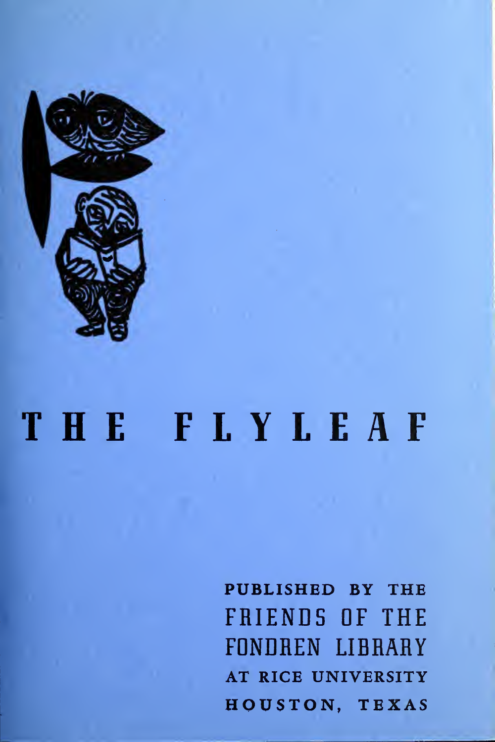# THE FLYLEAF

PUBLISHED BY THE
FRIENDS OF THE
FONDREN LIBRARY
AT RICE UNIVERSITY
HOUSTON, TEXAS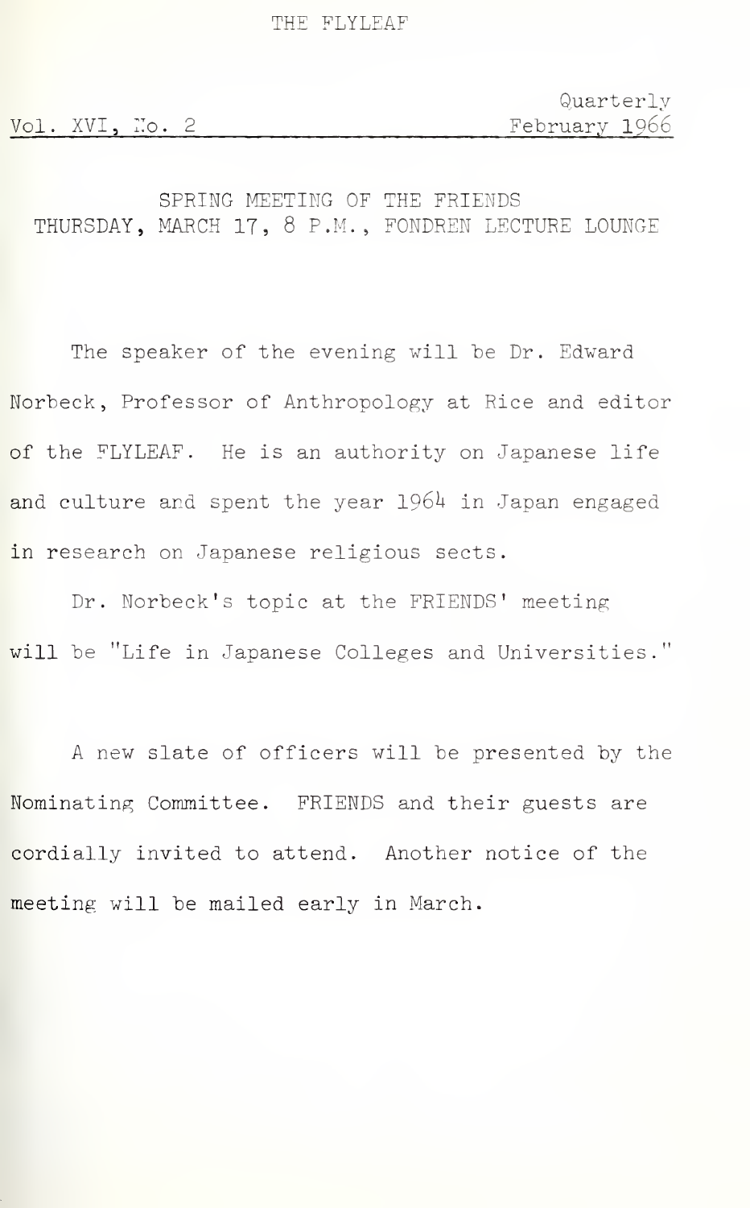# THE FLYLEAF

Vol. XVI, No. 2 — Quarterly — February 1966

## SPRING MEETING OF THE FRIENDS
## THURSDAY, MARCH 17, 8 P.M., FONDREN LECTURE LOUNGE

The speaker of the evening will be Dr. Edward Norbeck, Professor of Anthropology at Rice and editor of the FLYLEAF. He is an authority on Japanese life and culture and spent the year 1964 in Japan engaged in research on Japanese religious sects.

Dr. Norbeck's topic at the FRIENDS' meeting will be "Life in Japanese Colleges and Universities."

A new slate of officers will be presented by the Nominating Committee. FRIENDS and their guests are cordially invited to attend. Another notice of the meeting will be mailed early in March.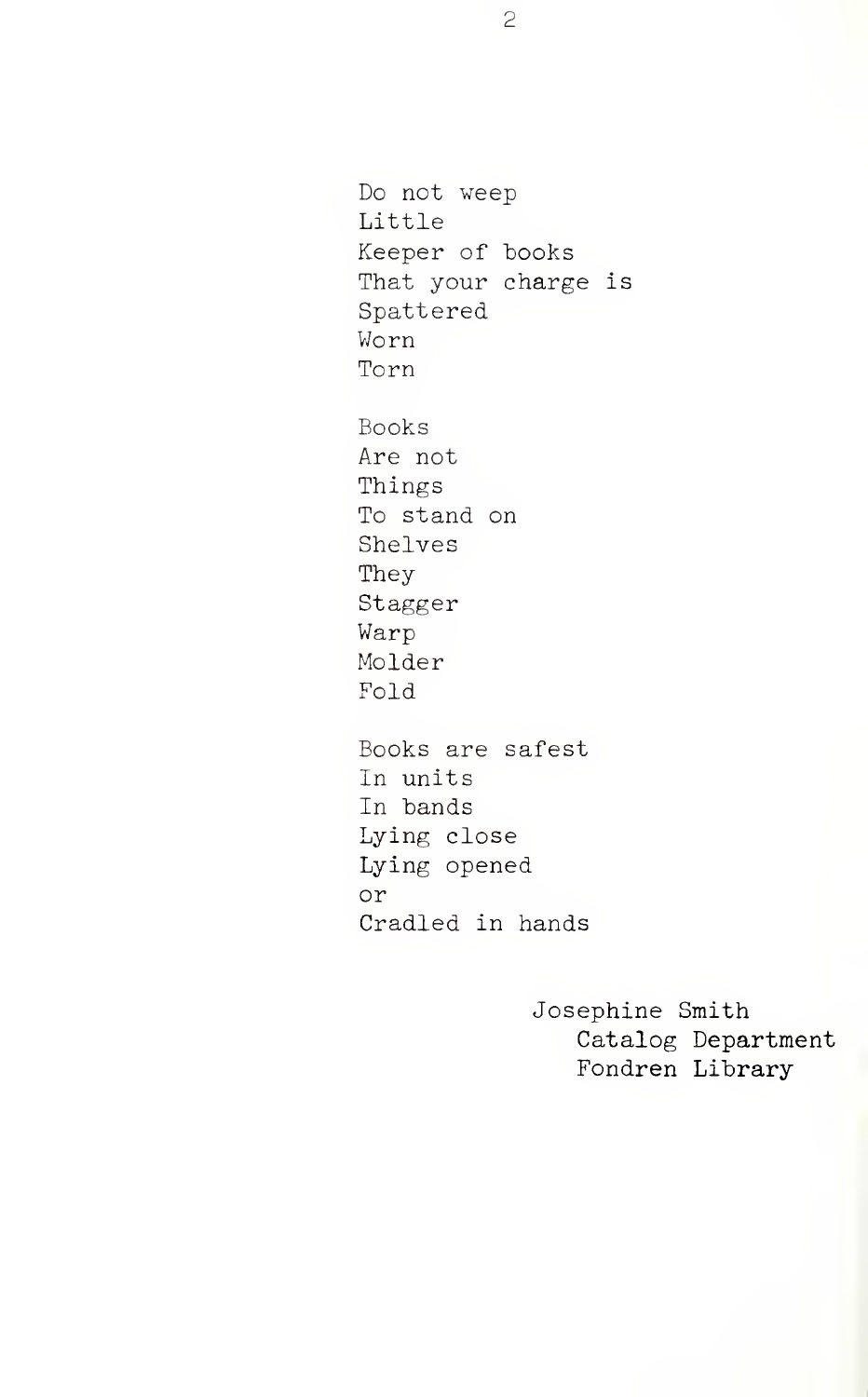Do not weep  
Little  
Keeper of books  
That your charge is  
Spattered  
Worn  
Torn

Books  
Are not  
Things  
To stand on  
Shelves  
They  
Stagger  
Warp  
Molder  
Fold

Books are safest  
In units  
In bands  
Lying close  
Lying opened  
or  
Cradled in hands

Josephine Smith  
Catalog Department  
Fondren Library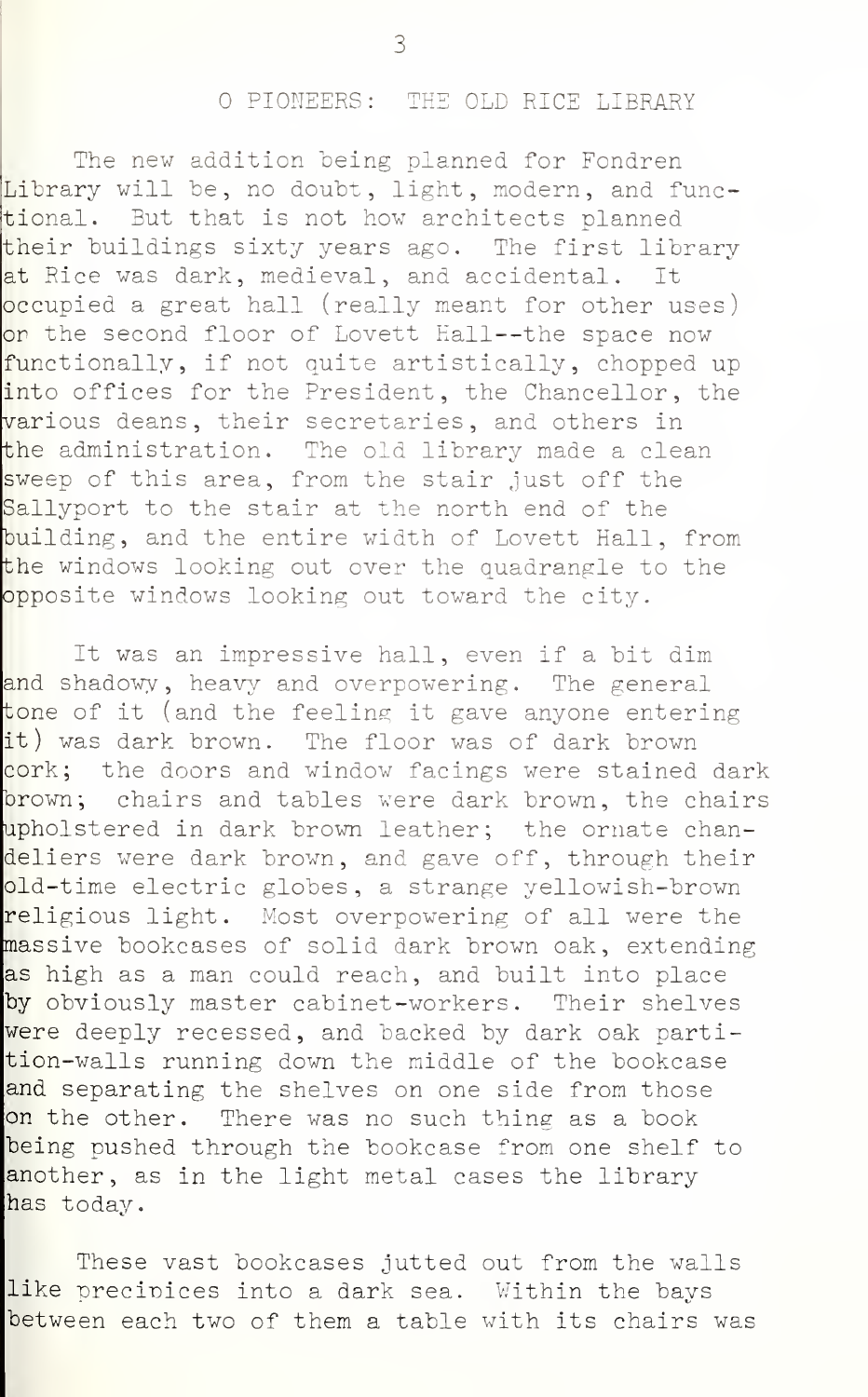## O PIONEERS: THE OLD RICE LIBRARY

The new addition being planned for Fondren Library will be, no doubt, light, modern, and functional. But that is not how architects planned their buildings sixty years ago. The first library at Rice was dark, medieval, and accidental. It occupied a great hall (really meant for other uses) on the second floor of Lovett Hall--the space now functionally, if not quite artistically, chopped up into offices for the President, the Chancellor, the various deans, their secretaries, and others in the administration. The old library made a clean sweep of this area, from the stair just off the Sallyport to the stair at the north end of the building, and the entire width of Lovett Hall, from the windows looking out over the quadrangle to the opposite windows looking out toward the city.

It was an impressive hall, even if a bit dim and shadowy, heavy and overpowering. The general tone of it (and the feeling it gave anyone entering it) was dark brown. The floor was of dark brown cork; the doors and window facings were stained dark brown; chairs and tables were dark brown, the chairs upholstered in dark brown leather; the ornate chandeliers were dark brown, and gave off, through their old-time electric globes, a strange yellowish-brown religious light. Most overpowering of all were the massive bookcases of solid dark brown oak, extending as high as a man could reach, and built into place by obviously master cabinet-workers. Their shelves were deeply recessed, and backed by dark oak partition-walls running down the middle of the bookcase and separating the shelves on one side from those on the other. There was no such thing as a book being pushed through the bookcase from one shelf to another, as in the light metal cases the library has today.

These vast bookcases jutted out from the walls like precipices into a dark sea. Within the bays between each two of them a table with its chairs was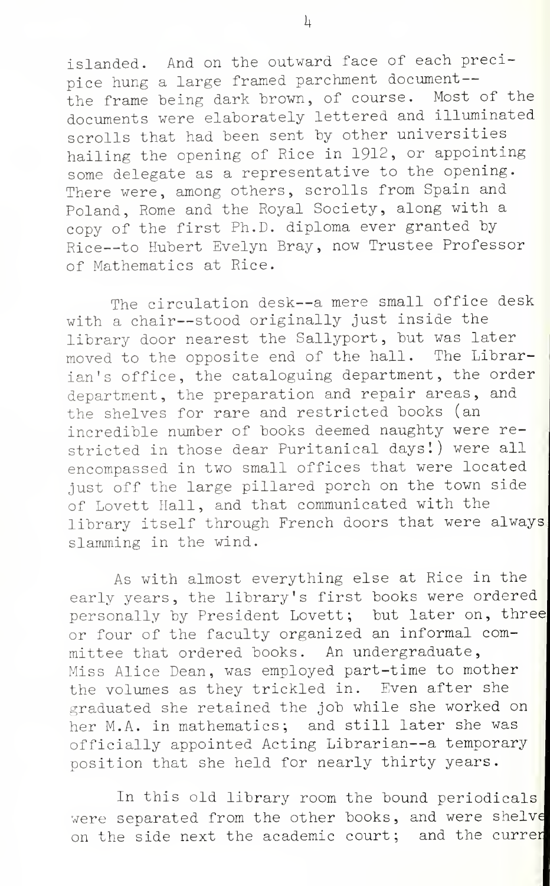islanded. And on the outward face of each precipice hung a large framed parchment document--the frame being dark brown, of course. Most of the documents were elaborately lettered and illuminated scrolls that had been sent by other universities hailing the opening of Rice in 1912, or appointing some delegate as a representative to the opening. There were, among others, scrolls from Spain and Poland, Rome and the Royal Society, along with a copy of the first Ph.D. diploma ever granted by Rice--to Hubert Evelyn Bray, now Trustee Professor of Mathematics at Rice.

The circulation desk--a mere small office desk with a chair--stood originally just inside the library door nearest the Sallyport, but was later moved to the opposite end of the hall. The Librarian's office, the cataloguing department, the order department, the preparation and repair areas, and the shelves for rare and restricted books (an incredible number of books deemed naughty were restricted in those dear Puritanical days!) were all encompassed in two small offices that were located just off the large pillared porch on the town side of Lovett Hall, and that communicated with the library itself through French doors that were always slamming in the wind.

As with almost everything else at Rice in the early years, the library's first books were ordered personally by President Lovett; but later on, three or four of the faculty organized an informal committee that ordered books. An undergraduate, Miss Alice Dean, was employed part-time to mother the volumes as they trickled in. Even after she graduated she retained the job while she worked on her M.A. in mathematics; and still later she was officially appointed Acting Librarian--a temporary position that she held for nearly thirty years.

In this old library room the bound periodicals were separated from the other books, and were shelved on the side next the academic court; and the curren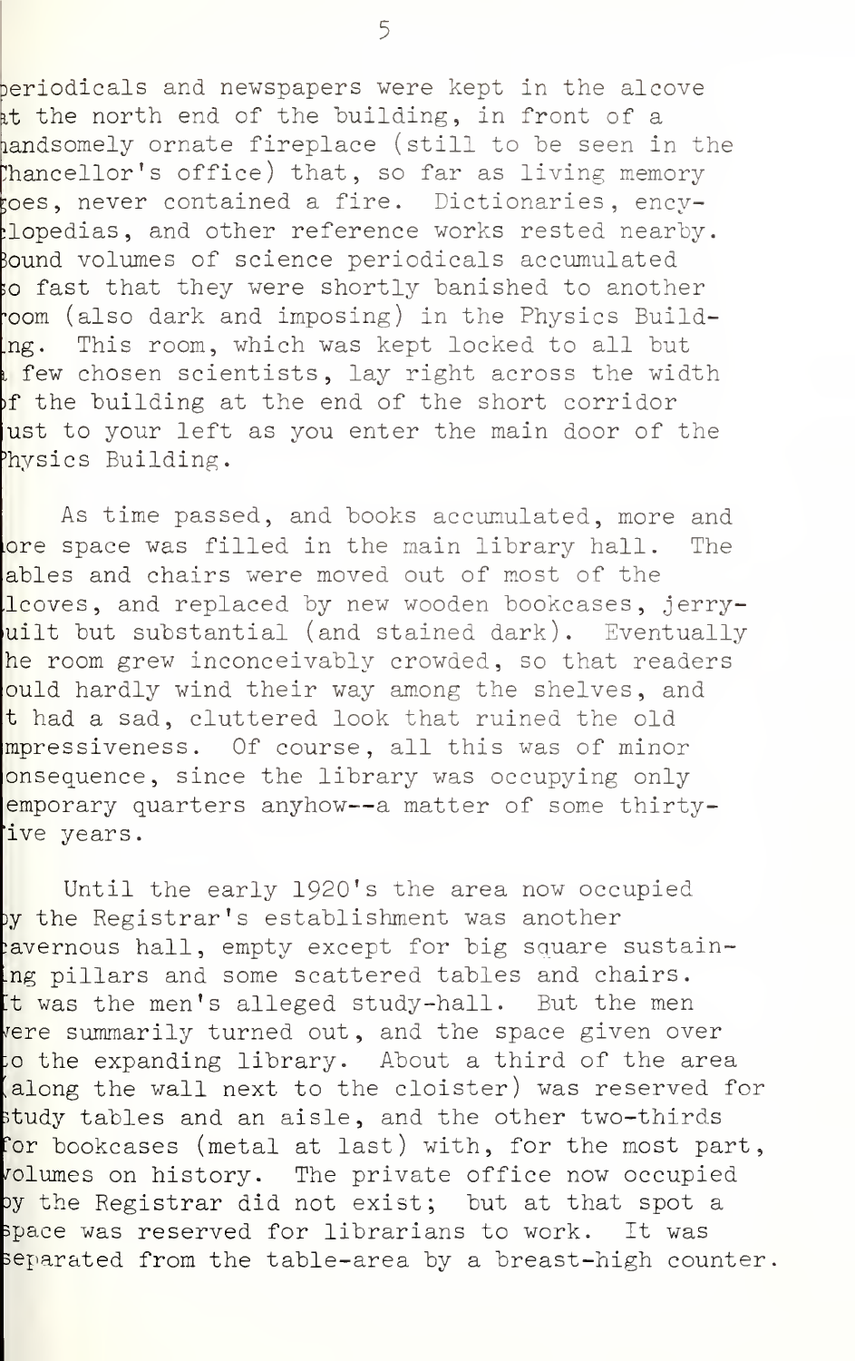periodicals and newspapers were kept in the alcove at the north end of the building, in front of a handsomely ornate fireplace (still to be seen in the Chancellor's office) that, so far as living memory goes, never contained a fire. Dictionaries, encyclopedias, and other reference works rested nearby. Bound volumes of science periodicals accumulated so fast that they were shortly banished to another room (also dark and imposing) in the Physics Building. This room, which was kept locked to all but a few chosen scientists, lay right across the width of the building at the end of the short corridor just to your left as you enter the main door of the Physics Building.

As time passed, and books accumulated, more and more space was filled in the main library hall. The tables and chairs were moved out of most of the alcoves, and replaced by new wooden bookcases, jerry-built but substantial (and stained dark). Eventually the room grew inconceivably crowded, so that readers could hardly wind their way among the shelves, and it had a sad, cluttered look that ruined the old impressiveness. Of course, all this was of minor consequence, since the library was occupying only temporary quarters anyhow--a matter of some thirty-five years.

Until the early 1920's the area now occupied by the Registrar's establishment was another cavernous hall, empty except for big square sustaining pillars and some scattered tables and chairs. It was the men's alleged study-hall. But the men were summarily turned out, and the space given over to the expanding library. About a third of the area (along the wall next to the cloister) was reserved for study tables and an aisle, and the other two-thirds for bookcases (metal at last) with, for the most part, volumes on history. The private office now occupied by the Registrar did not exist; but at that spot a space was reserved for librarians to work. It was separated from the table-area by a breast-high counter.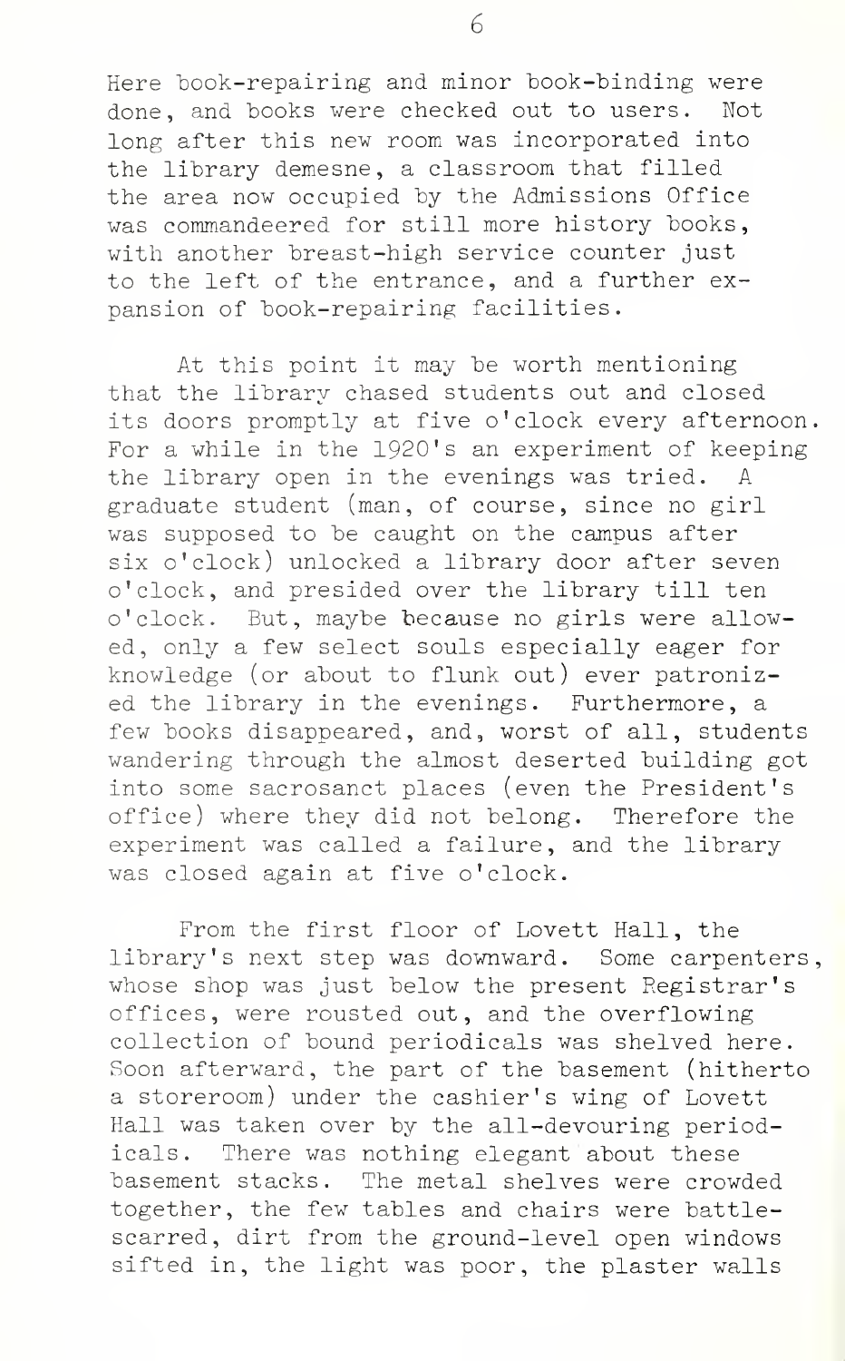Here book-repairing and minor book-binding were done, and books were checked out to users. Not long after this new room was incorporated into the library demesne, a classroom that filled the area now occupied by the Admissions Office was commandeered for still more history books, with another breast-high service counter just to the left of the entrance, and a further expansion of book-repairing facilities.

At this point it may be worth mentioning that the library chased students out and closed its doors promptly at five o'clock every afternoon. For a while in the 1920's an experiment of keeping the library open in the evenings was tried. A graduate student (man, of course, since no girl was supposed to be caught on the campus after six o'clock) unlocked a library door after seven o'clock, and presided over the library till ten o'clock. But, maybe because no girls were allowed, only a few select souls especially eager for knowledge (or about to flunk out) ever patronized the library in the evenings. Furthermore, a few books disappeared, and, worst of all, students wandering through the almost deserted building got into some sacrosanct places (even the President's office) where they did not belong. Therefore the experiment was called a failure, and the library was closed again at five o'clock.

From the first floor of Lovett Hall, the library's next step was downward. Some carpenters, whose shop was just below the present Registrar's offices, were rousted out, and the overflowing collection of bound periodicals was shelved here. Soon afterward, the part of the basement (hitherto a storeroom) under the cashier's wing of Lovett Hall was taken over by the all-devouring periodicals. There was nothing elegant about these basement stacks. The metal shelves were crowded together, the few tables and chairs were battle-scarred, dirt from the ground-level open windows sifted in, the light was poor, the plaster walls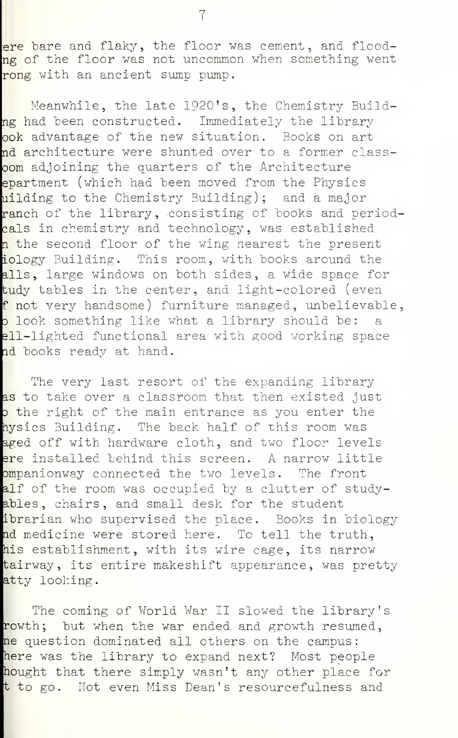ere bare and flaky, the floor was cement, and flooding of the floor was not uncommon when something went rong with an ancient sump pump.

Meanwhile, the late 1920's, the Chemistry Building had been constructed. Immediately the library ook advantage of the new situation. Books on art nd architecture were shunted over to a former classoom adjoining the quarters of the Architecture epartment (which had been moved from the Physics uilding to the Chemistry Building); and a major ranch of the library, consisting of books and periodcals in chemistry and technology, was established n the second floor of the wing nearest the present iology Building. This room, with books around the alls, large windows on both sides, a wide space for tudy tables in the center, and light-colored (even f not very handsome) furniture managed, unbelievable, o look something like what a library should be: a ell-lighted functional area with good working space nd books ready at hand.

The very last resort of the expanding library as to take over a classroom that then existed just o the right of the main entrance as you enter the hysics Building. The back half of this room was aged off with hardware cloth, and two floor levels ere installed behind this screen. A narrow little ompanionway connected the two levels. The front alf of the room was occupied by a clutter of studyables, chairs, and small desk for the student ibrarian who supervised the place. Books in biology nd medicine were stored here. To tell the truth, his establishment, with its wire cage, its narrow tairway, its entire makeshift appearance, was pretty atty looking.

The coming of World War II slowed the library's rowth; but when the war ended and growth resumed, ne question dominated all others on the campus: here was the library to expand next? Most people hought that there simply wasn't any other place for t to go. Not even Miss Dean's resourcefulness and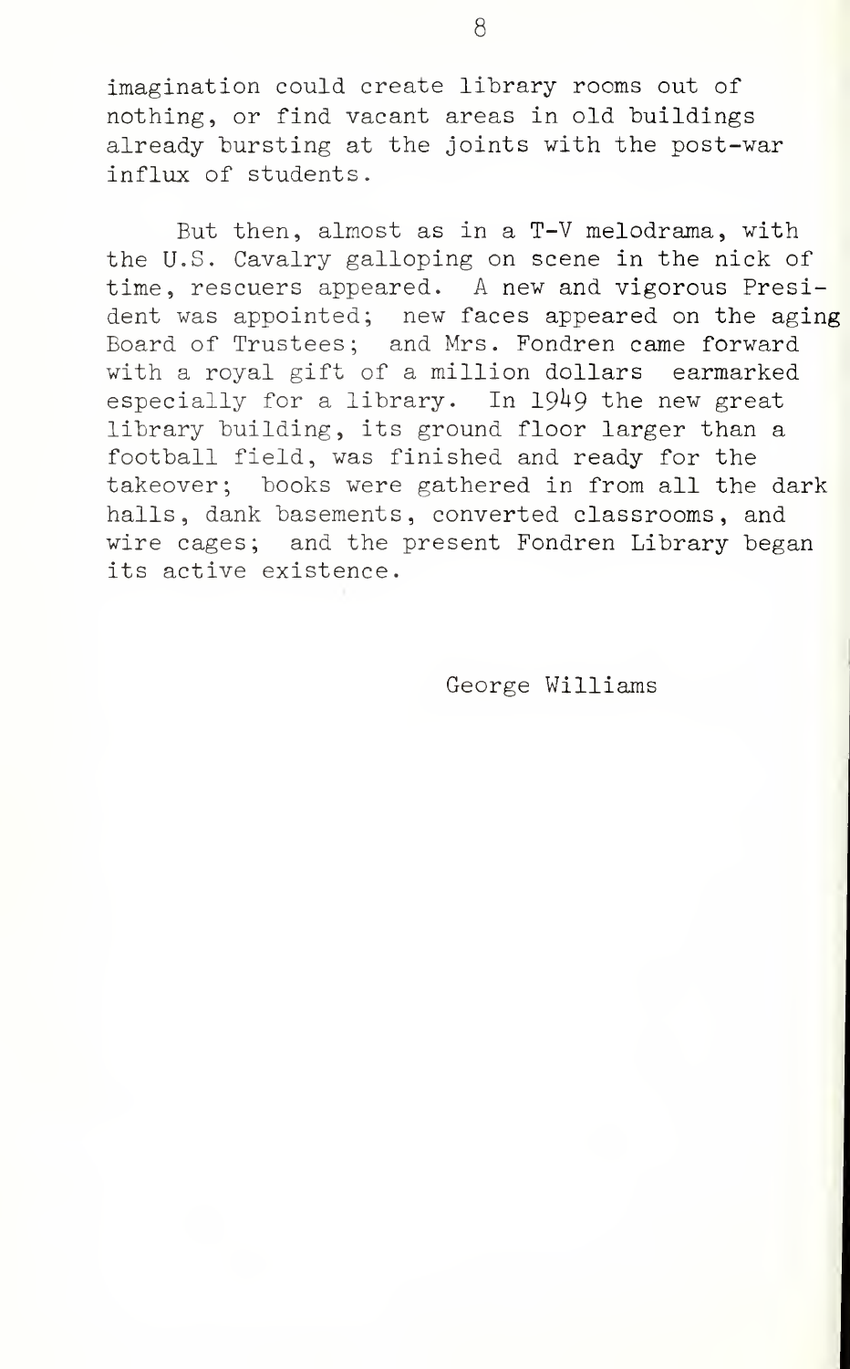imagination could create library rooms out of nothing, or find vacant areas in old buildings already bursting at the joints with the post-war influx of students.

But then, almost as in a T-V melodrama, with the U.S. Cavalry galloping on scene in the nick of time, rescuers appeared. A new and vigorous President was appointed; new faces appeared on the aging Board of Trustees; and Mrs. Fondren came forward with a royal gift of a million dollars earmarked especially for a library. In 1949 the new great library building, its ground floor larger than a football field, was finished and ready for the takeover; books were gathered in from all the dark halls, dank basements, converted classrooms, and wire cages; and the present Fondren Library began its active existence.

George Williams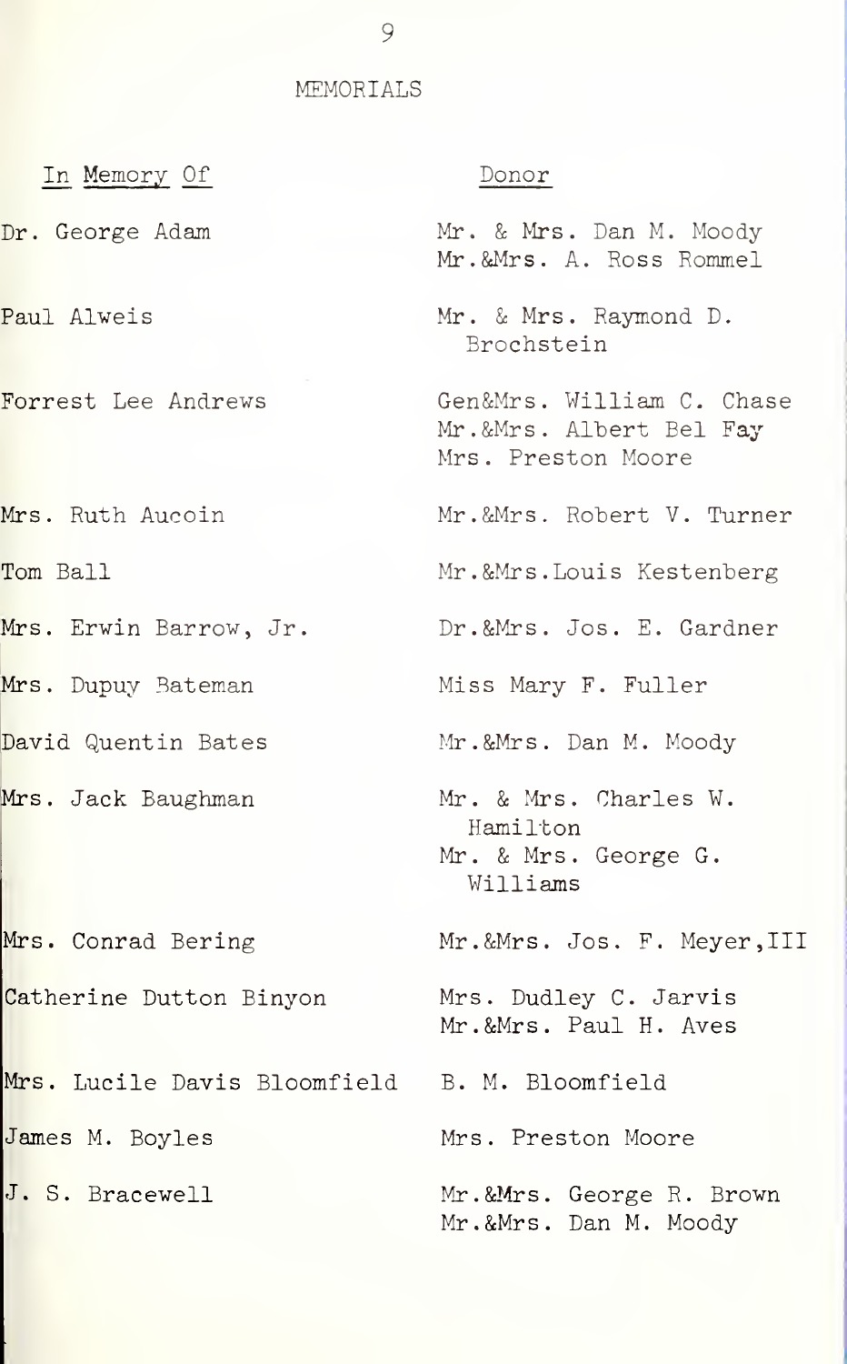## MEMORIALS

| In Memory Of | Donor |
| --- | --- |
| Dr. George Adam | Mr. & Mrs. Dan M. Moody<br>Mr.&Mrs. A. Ross Rommel |
| Paul Alweis | Mr. & Mrs. Raymond D. Brochstein |
| Forrest Lee Andrews | Gen&Mrs. William C. Chase<br>Mr.&Mrs. Albert Bel Fay<br>Mrs. Preston Moore |
| Mrs. Ruth Aucoin | Mr.&Mrs. Robert V. Turner |
| Tom Ball | Mr.&Mrs.Louis Kestenberg |
| Mrs. Erwin Barrow, Jr. | Dr.&Mrs. Jos. E. Gardner |
| Mrs. Dupuy Bateman | Miss Mary F. Fuller |
| David Quentin Bates | Mr.&Mrs. Dan M. Moody |
| Mrs. Jack Baughman | Mr. & Mrs. Charles W. Hamilton<br>Mr. & Mrs. George G. Williams |
| Mrs. Conrad Bering | Mr.&Mrs. Jos. F. Meyer,III |
| Catherine Dutton Binyon | Mrs. Dudley C. Jarvis<br>Mr.&Mrs. Paul H. Aves |
| Mrs. Lucile Davis Bloomfield | B. M. Bloomfield |
| James M. Boyles | Mrs. Preston Moore |
| J. S. Bracewell | Mr.&Mrs. George R. Brown<br>Mr.&Mrs. Dan M. Moody |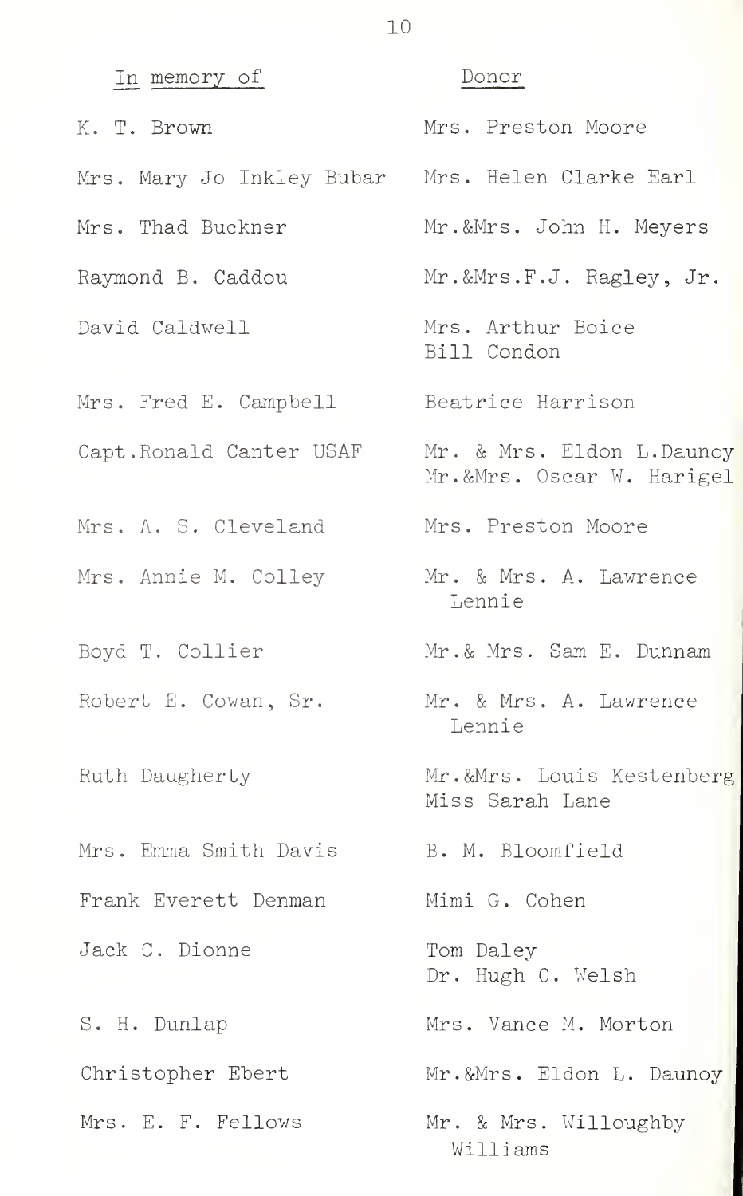| In memory of | Donor |
|---|---|
| K. T. Brown | Mrs. Preston Moore |
| Mrs. Mary Jo Inkley Bubar | Mrs. Helen Clarke Earl |
| Mrs. Thad Buckner | Mr.&Mrs. John H. Meyers |
| Raymond B. Caddou | Mr.&Mrs.F.J. Ragley, Jr. |
| David Caldwell | Mrs. Arthur Boice<br>Bill Condon |
| Mrs. Fred E. Campbell | Beatrice Harrison |
| Capt.Ronald Canter USAF | Mr. & Mrs. Eldon L.Daunoy<br>Mr.&Mrs. Oscar W. Harigel |
| Mrs. A. S. Cleveland | Mrs. Preston Moore |
| Mrs. Annie M. Colley | Mr. & Mrs. A. Lawrence Lennie |
| Boyd T. Collier | Mr.& Mrs. Sam E. Dunnam |
| Robert E. Cowan, Sr. | Mr. & Mrs. A. Lawrence Lennie |
| Ruth Daugherty | Mr.&Mrs. Louis Kestenberg<br>Miss Sarah Lane |
| Mrs. Emma Smith Davis | B. M. Bloomfield |
| Frank Everett Denman | Mimi G. Cohen |
| Jack C. Dionne | Tom Daley<br>Dr. Hugh C. Welsh |
| S. H. Dunlap | Mrs. Vance M. Morton |
| Christopher Ebert | Mr.&Mrs. Eldon L. Daunoy |
| Mrs. E. F. Fellows | Mr. & Mrs. Willoughby Williams |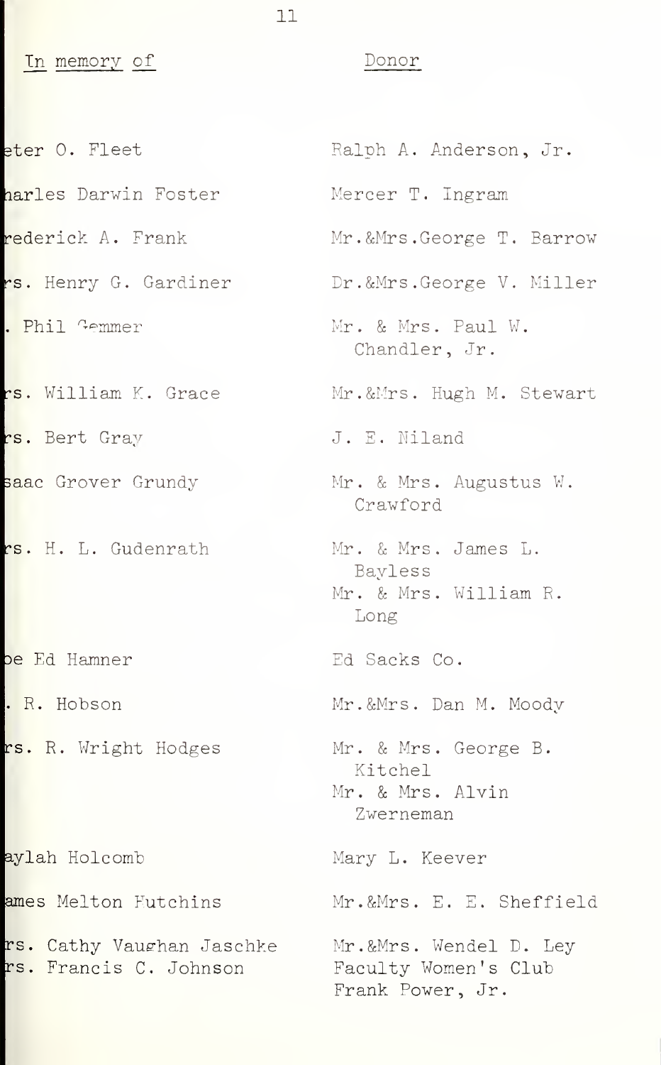| In memory of | Donor |
|---|---|
| eter O. Fleet | Ralph A. Anderson, Jr. |
| harles Darwin Foster | Mercer T. Ingram |
| rederick A. Frank | Mr.&Mrs.George T. Barrow |
| rs. Henry G. Gardiner | Dr.&Mrs.George V. Miller |
| . Phil Gemmer | Mr. & Mrs. Paul W. Chandler, Jr. |
| rs. William K. Grace | Mr.&Mrs. Hugh M. Stewart |
| rs. Bert Gray | J. E. Niland |
| saac Grover Grundy | Mr. & Mrs. Augustus W. Crawford |
| rs. H. L. Gudenrath | Mr. & Mrs. James L. Bayless |
| | Mr. & Mrs. William R. Long |
| oe Ed Hamner | Ed Sacks Co. |
| . R. Hobson | Mr.&Mrs. Dan M. Moody |
| rs. R. Wright Hodges | Mr. & Mrs. George B. Kitchel |
| | Mr. & Mrs. Alvin Zwerneman |
| aylah Holcomb | Mary L. Keever |
| ames Melton Hutchins | Mr.&Mrs. E. E. Sheffield |
| rs. Cathy Vaughan Jaschke | Mr.&Mrs. Wendel D. Ley |
| rs. Francis C. Johnson | Faculty Women's Club |
| | Frank Power, Jr. |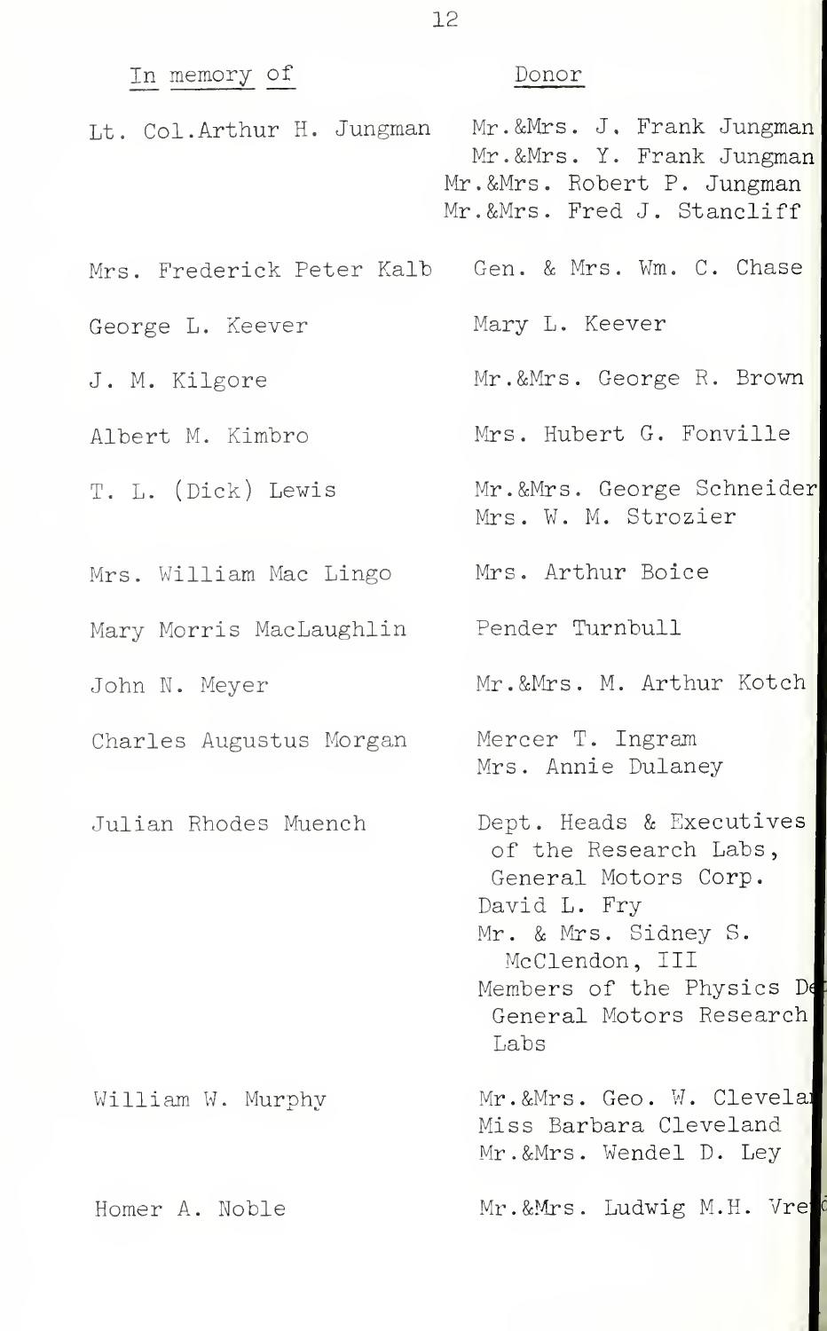| In memory of | Donor |
|---|---|
| Lt. Col. Arthur H. Jungman | Mr.&Mrs. J. Frank Jungman<br>Mr.&Mrs. Y. Frank Jungman<br>Mr.&Mrs. Robert P. Jungman<br>Mr.&Mrs. Fred J. Stancliff |
| Mrs. Frederick Peter Kalb | Gen. & Mrs. Wm. C. Chase |
| George L. Keever | Mary L. Keever |
| J. M. Kilgore | Mr.&Mrs. George R. Brown |
| Albert M. Kimbro | Mrs. Hubert G. Fonville |
| T. L. (Dick) Lewis | Mr.&Mrs. George Schneider<br>Mrs. W. M. Strozier |
| Mrs. William Mac Lingo | Mrs. Arthur Boice |
| Mary Morris MacLaughlin | Pender Turnbull |
| John N. Meyer | Mr.&Mrs. M. Arthur Kotch |
| Charles Augustus Morgan | Mercer T. Ingram<br>Mrs. Annie Dulaney |
| Julian Rhodes Muench | Dept. Heads & Executives of the Research Labs, General Motors Corp.<br>David L. Fry<br>Mr. & Mrs. Sidney S. McClendon, III<br>Members of the Physics De[pt.] General Motors Research Labs |
| William W. Murphy | Mr.&Mrs. Geo. W. Clevela[nd]<br>Miss Barbara Cleveland<br>Mr.&Mrs. Wendel D. Ley |
| Homer A. Noble | Mr.&Mrs. Ludwig M.H. Vre[...] |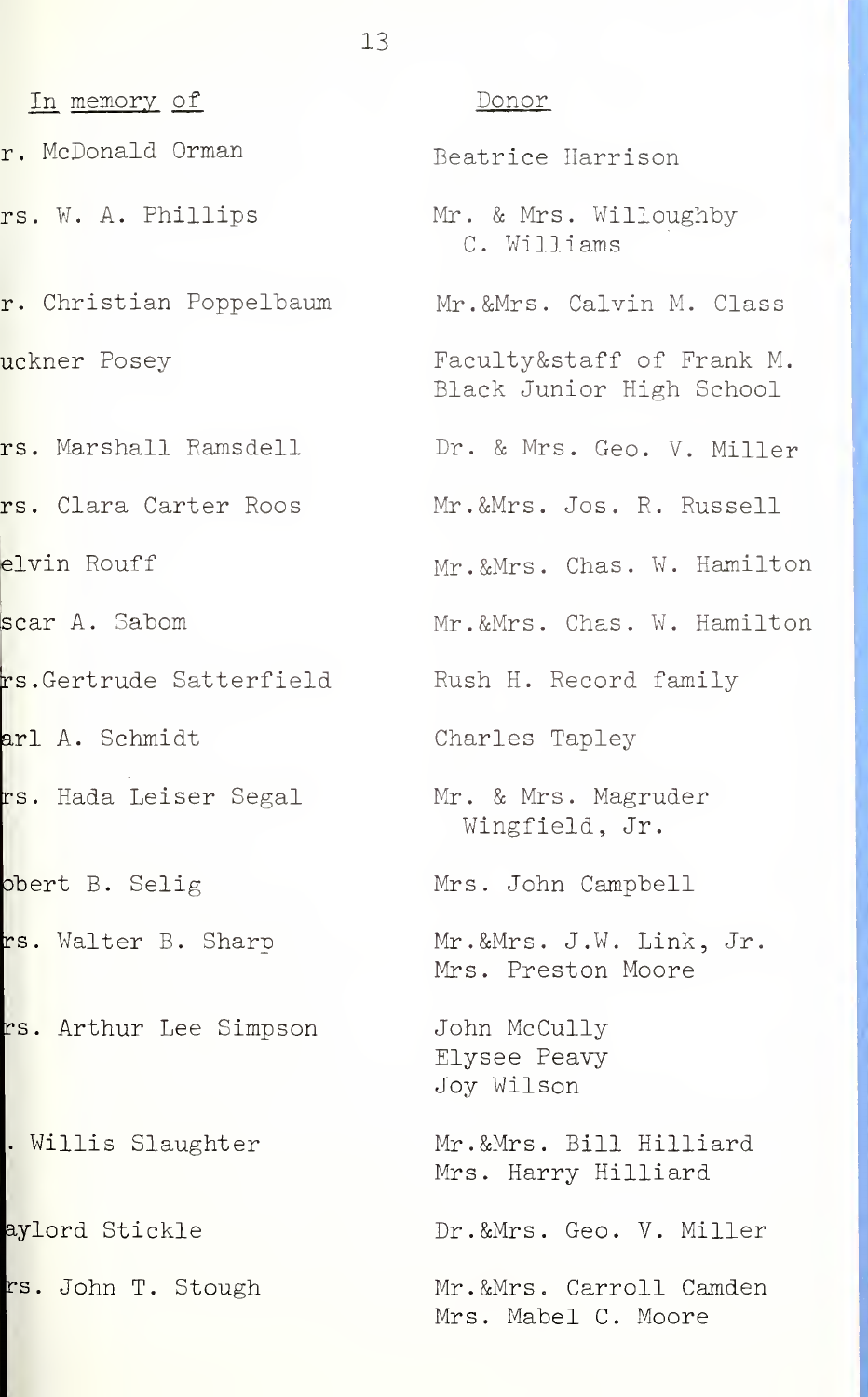| In memory of | Donor |
|---|---|
| r. McDonald Orman | Beatrice Harrison |
| rs. W. A. Phillips | Mr. & Mrs. Willoughby C. Williams |
| r. Christian Poppelbaum | Mr.&Mrs. Calvin M. Class |
| uckner Posey | Faculty&staff of Frank M. Black Junior High School |
| rs. Marshall Ramsdell | Dr. & Mrs. Geo. V. Miller |
| rs. Clara Carter Roos | Mr.&Mrs. Jos. R. Russell |
| elvin Rouff | Mr.&Mrs. Chas. W. Hamilton |
| scar A. Sabom | Mr.&Mrs. Chas. W. Hamilton |
| rs.Gertrude Satterfield | Rush H. Record family |
| arl A. Schmidt | Charles Tapley |
| rs. Hada Leiser Segal | Mr. & Mrs. Magruder Wingfield, Jr. |
| obert B. Selig | Mrs. John Campbell |
| rs. Walter B. Sharp | Mr.&Mrs. J.W. Link, Jr.<br>Mrs. Preston Moore |
| rs. Arthur Lee Simpson | John McCully<br>Elysee Peavy<br>Joy Wilson |
| . Willis Slaughter | Mr.&Mrs. Bill Hilliard<br>Mrs. Harry Hilliard |
| aylord Stickle | Dr.&Mrs. Geo. V. Miller |
| rs. John T. Stough | Mr.&Mrs. Carroll Camden<br>Mrs. Mabel C. Moore |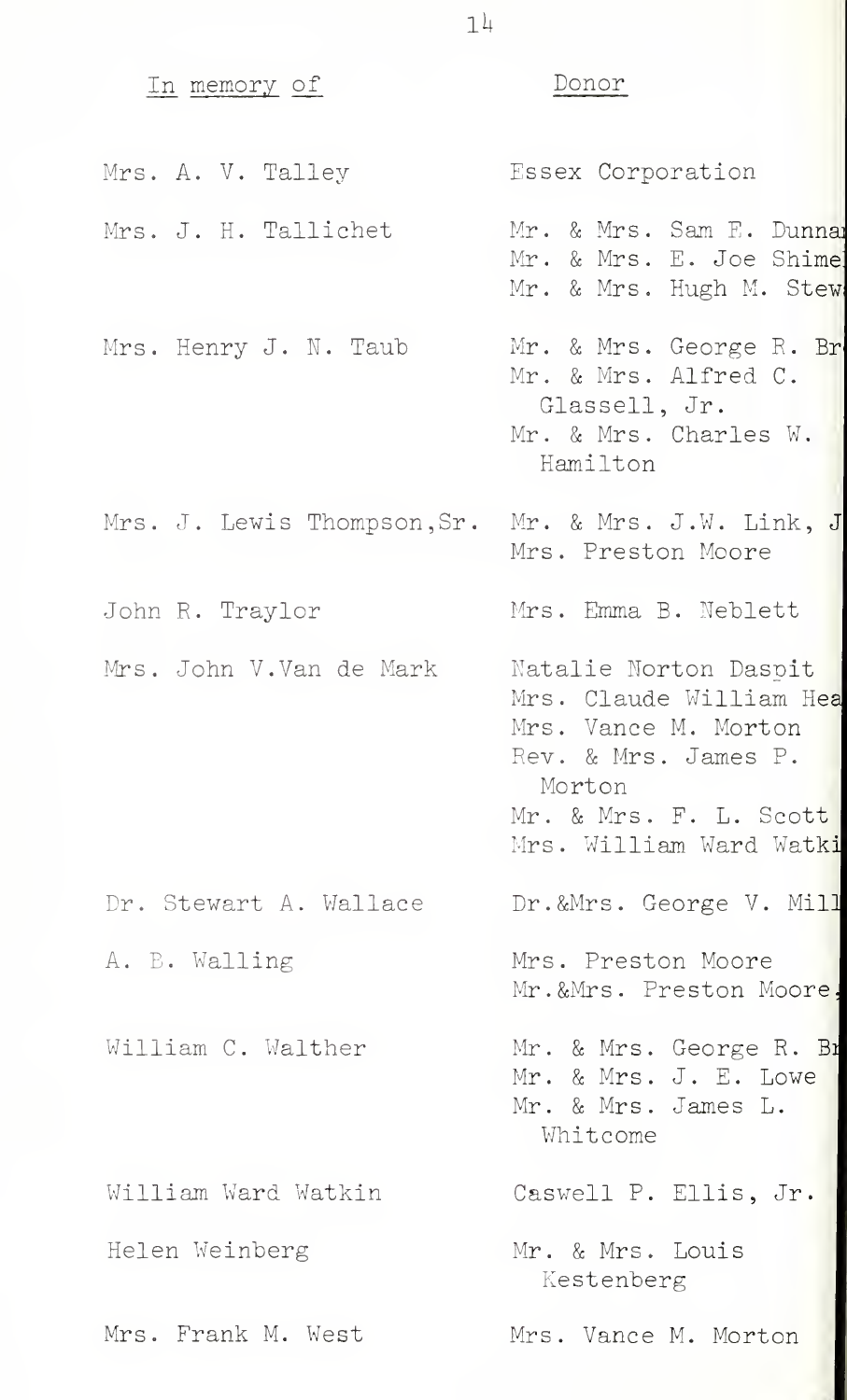| In memory of | Donor |
|---|---|
| Mrs. A. V. Talley | Essex Corporation |
| Mrs. J. H. Tallichet | Mr. & Mrs. Sam F. Dunna<br>Mr. & Mrs. E. Joe Shime<br>Mr. & Mrs. Hugh M. Stew |
| Mrs. Henry J. N. Taub | Mr. & Mrs. George R. Br<br>Mr. & Mrs. Alfred C. Glassell, Jr.<br>Mr. & Mrs. Charles W. Hamilton |
| Mrs. J. Lewis Thompson, Sr. | Mr. & Mrs. J.W. Link, J<br>Mrs. Preston Moore |
| John R. Traylor | Mrs. Emma B. Neblett |
| Mrs. John V. Van de Mark | Natalie Norton Daspit<br>Mrs. Claude William Hea<br>Mrs. Vance M. Morton<br>Rev. & Mrs. James P. Morton<br>Mr. & Mrs. F. L. Scott<br>Mrs. William Ward Watki |
| Dr. Stewart A. Wallace | Dr. & Mrs. George V. Mill |
| A. B. Walling | Mrs. Preston Moore<br>Mr. & Mrs. Preston Moore, |
| William C. Walther | Mr. & Mrs. George R. Br<br>Mr. & Mrs. J. E. Lowe<br>Mr. & Mrs. James L. Whitcome |
| William Ward Watkin | Caswell P. Ellis, Jr. |
| Helen Weinberg | Mr. & Mrs. Louis Kestenberg |
| Mrs. Frank M. West | Mrs. Vance M. Morton |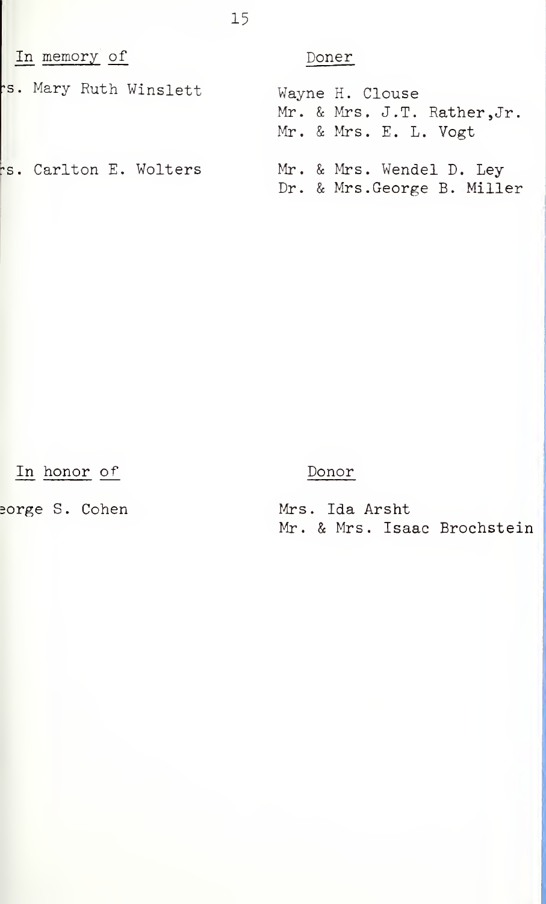| In memory of | Doner |
| --- | --- |
| rs. Mary Ruth Winslett | Wayne H. Clouse |
| | Mr. & Mrs. J.T. Rather,Jr. |
| | Mr. & Mrs. E. L. Vogt |
| rs. Carlton E. Wolters | Mr. & Mrs. Wendel D. Ley |
| | Dr. & Mrs.George B. Miller |

| In honor of | Donor |
| --- | --- |
| eorge S. Cohen | Mrs. Ida Arsht |
| | Mr. & Mrs. Isaac Brochstein |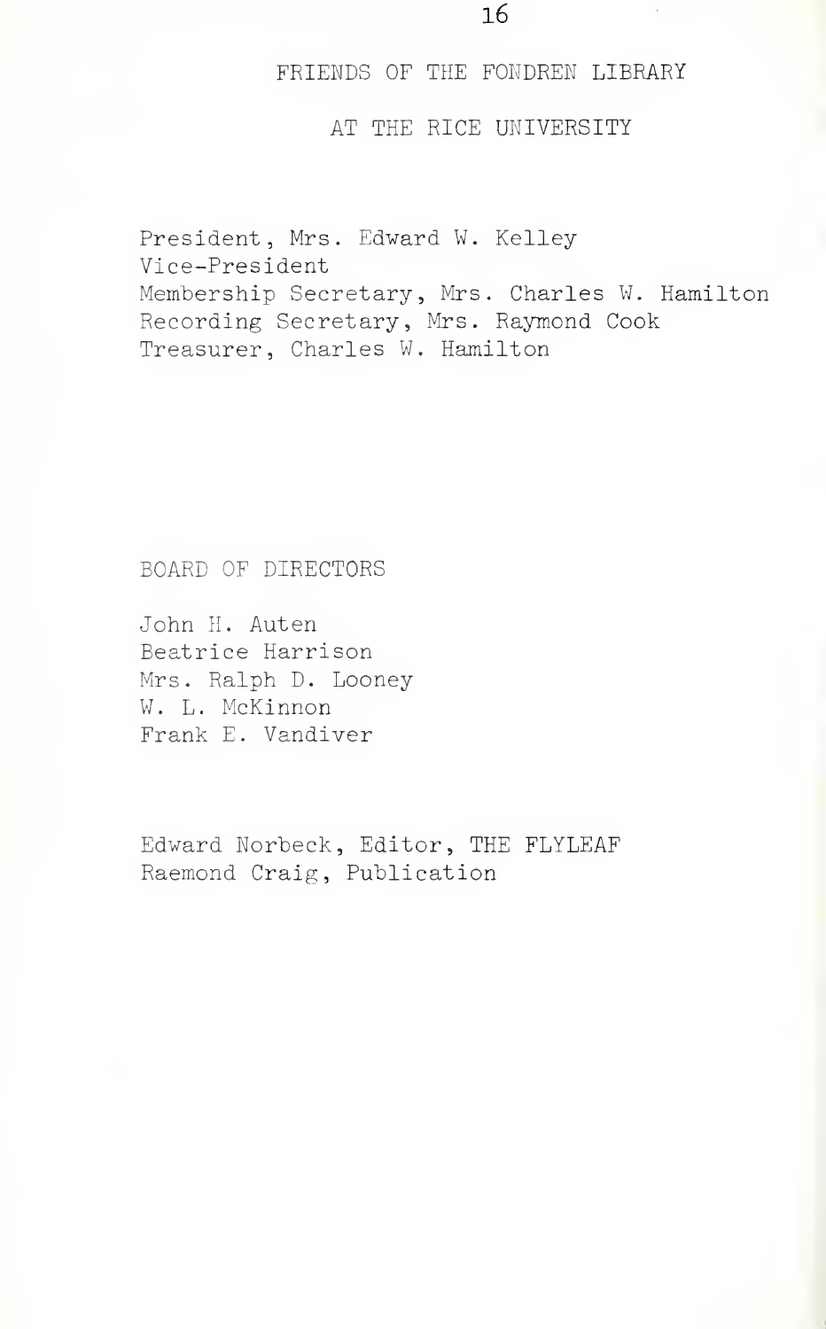# FRIENDS OF THE FONDREN LIBRARY

## AT THE RICE UNIVERSITY

President, Mrs. Edward W. Kelley
Vice-President
Membership Secretary, Mrs. Charles W. Hamilton
Recording Secretary, Mrs. Raymond Cook
Treasurer, Charles W. Hamilton

## BOARD OF DIRECTORS

John H. Auten
Beatrice Harrison
Mrs. Ralph D. Looney
W. L. McKinnon
Frank E. Vandiver

Edward Norbeck, Editor, THE FLYLEAF
Raemond Craig, Publication